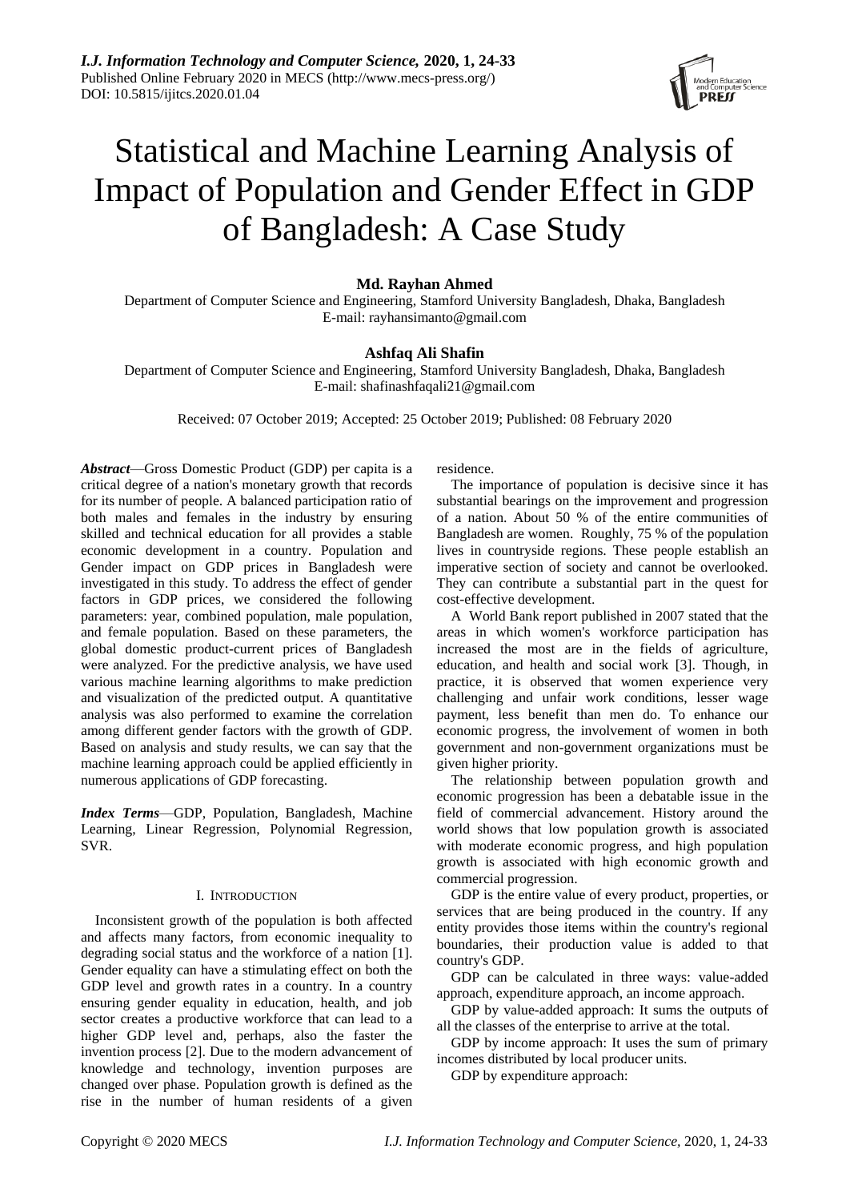# Statistical and Machine Learning Analysis of Impact of Population and Gender Effect in GDP of Bangladesh: A Case Study

**Md. Rayhan Ahmed**

Department of Computer Science and Engineering, Stamford University Bangladesh, Dhaka, Bangladesh
E-mail: rayhansimanto@gmail.com

**Ashfaq Ali Shafin**

Department of Computer Science and Engineering, Stamford University Bangladesh, Dhaka, Bangladesh
E-mail: shafinashfaqali21@gmail.com

Received: 07 October 2019; Accepted: 25 October 2019; Published: 08 February 2020

***Abstract***—Gross Domestic Product (GDP) per capita is a critical degree of a nation's monetary growth that records for its number of people. A balanced participation ratio of both males and females in the industry by ensuring skilled and technical education for all provides a stable economic development in a country. Population and Gender impact on GDP prices in Bangladesh were investigated in this study. To address the effect of gender factors in GDP prices, we considered the following parameters: year, combined population, male population, and female population. Based on these parameters, the global domestic product-current prices of Bangladesh were analyzed. For the predictive analysis, we have used various machine learning algorithms to make prediction and visualization of the predicted output. A quantitative analysis was also performed to examine the correlation among different gender factors with the growth of GDP. Based on analysis and study results, we can say that the machine learning approach could be applied efficiently in numerous applications of GDP forecasting.

***Index Terms***—GDP, Population, Bangladesh, Machine Learning, Linear Regression, Polynomial Regression, SVR.

## I. Introduction

Inconsistent growth of the population is both affected and affects many factors, from economic inequality to degrading social status and the workforce of a nation [1]. Gender equality can have a stimulating effect on both the GDP level and growth rates in a country. In a country ensuring gender equality in education, health, and job sector creates a productive workforce that can lead to a higher GDP level and, perhaps, also the faster the invention process [2]. Due to the modern advancement of knowledge and technology, invention purposes are changed over phase. Population growth is defined as the rise in the number of human residents of a given residence.

The importance of population is decisive since it has substantial bearings on the improvement and progression of a nation. About 50 % of the entire communities of Bangladesh are women. Roughly, 75 % of the population lives in countryside regions. These people establish an imperative section of society and cannot be overlooked. They can contribute a substantial part in the quest for cost-effective development.

A World Bank report published in 2007 stated that the areas in which women's workforce participation has increased the most are in the fields of agriculture, education, and health and social work [3]. Though, in practice, it is observed that women experience very challenging and unfair work conditions, lesser wage payment, less benefit than men do. To enhance our economic progress, the involvement of women in both government and non-government organizations must be given higher priority.

The relationship between population growth and economic progression has been a debatable issue in the field of commercial advancement. History around the world shows that low population growth is associated with moderate economic progress, and high population growth is associated with high economic growth and commercial progression.

GDP is the entire value of every product, properties, or services that are being produced in the country. If any entity provides those items within the country's regional boundaries, their production value is added to that country's GDP.

GDP can be calculated in three ways: value-added approach, expenditure approach, an income approach.

GDP by value-added approach: It sums the outputs of all the classes of the enterprise to arrive at the total.

GDP by income approach: It uses the sum of primary incomes distributed by local producer units.

GDP by expenditure approach: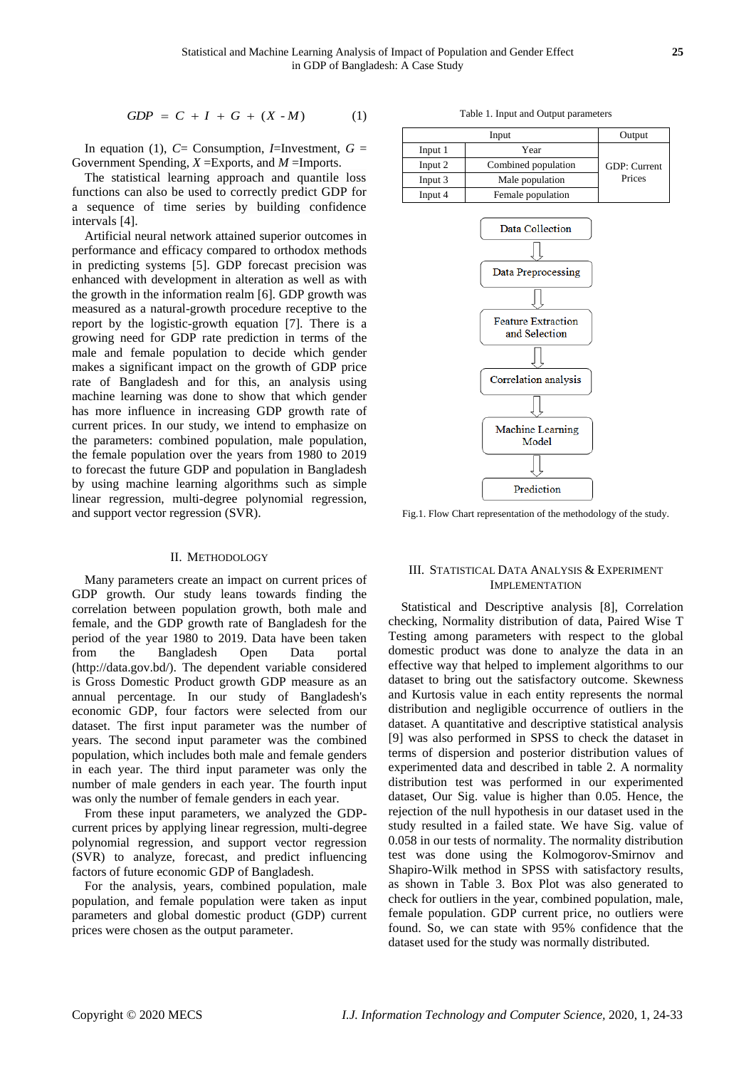$$GDP = C + I + G + (X - M) \qquad (1)$$

In equation (1), $C$= Consumption, $I$=Investment, $G$ = Government Spending, $X$ =Exports, and $M$ =Imports.

The statistical learning approach and quantile loss functions can also be used to correctly predict GDP for a sequence of time series by building confidence intervals [4].

Artificial neural network attained superior outcomes in performance and efficacy compared to orthodox methods in predicting systems [5]. GDP forecast precision was enhanced with development in alteration as well as with the growth in the information realm [6]. GDP growth was measured as a natural-growth procedure receptive to the report by the logistic-growth equation [7]. There is a growing need for GDP rate prediction in terms of the male and female population to decide which gender makes a significant impact on the growth of GDP price rate of Bangladesh and for this, an analysis using machine learning was done to show that which gender has more influence in increasing GDP growth rate of current prices. In our study, we intend to emphasize on the parameters: combined population, male population, the female population over the years from 1980 to 2019 to forecast the future GDP and population in Bangladesh by using machine learning algorithms such as simple linear regression, multi-degree polynomial regression, and support vector regression (SVR).

## II. Methodology

Many parameters create an impact on current prices of GDP growth. Our study leans towards finding the correlation between population growth, both male and female, and the GDP growth rate of Bangladesh for the period of the year 1980 to 2019. Data have been taken from the Bangladesh Open Data portal (http://data.gov.bd/). The dependent variable considered is Gross Domestic Product growth GDP measure as an annual percentage. In our study of Bangladesh's economic GDP, four factors were selected from our dataset. The first input parameter was the number of years. The second input parameter was the combined population, which includes both male and female genders in each year. The third input parameter was only the number of male genders in each year. The fourth input was only the number of female genders in each year.

From these input parameters, we analyzed the GDP-current prices by applying linear regression, multi-degree polynomial regression, and support vector regression (SVR) to analyze, forecast, and predict influencing factors of future economic GDP of Bangladesh.

For the analysis, years, combined population, male population, and female population were taken as input parameters and global domestic product (GDP) current prices were chosen as the output parameter.

Table 1. Input and Output parameters

| Input | | Output |
|---|---|---|
| Input 1 | Year | GDP: Current Prices |
| Input 2 | Combined population | |
| Input 3 | Male population | |
| Input 4 | Female population | |

Data Collection → Data Preprocessing → Feature Extraction and Selection → Correlation analysis → Machine Learning Model → Prediction

Fig.1. Flow Chart representation of the methodology of the study.

## III. Statistical Data Analysis & Experiment Implementation

Statistical and Descriptive analysis [8], Correlation checking, Normality distribution of data, Paired Wise T Testing among parameters with respect to the global domestic product was done to analyze the data in an effective way that helped to implement algorithms to our dataset to bring out the satisfactory outcome. Skewness and Kurtosis value in each entity represents the normal distribution and negligible occurrence of outliers in the dataset. A quantitative and descriptive statistical analysis [9] was also performed in SPSS to check the dataset in terms of dispersion and posterior distribution values of experimented data and described in table 2. A normality distribution test was performed in our experimented dataset, Our Sig. value is higher than 0.05. Hence, the rejection of the null hypothesis in our dataset used in the study resulted in a failed state. We have Sig. value of 0.058 in our tests of normality. The normality distribution test was done using the Kolmogorov-Smirnov and Shapiro-Wilk method in SPSS with satisfactory results, as shown in Table 3. Box Plot was also generated to check for outliers in the year, combined population, male, female population. GDP current price, no outliers were found. So, we can state with 95% confidence that the dataset used for the study was normally distributed.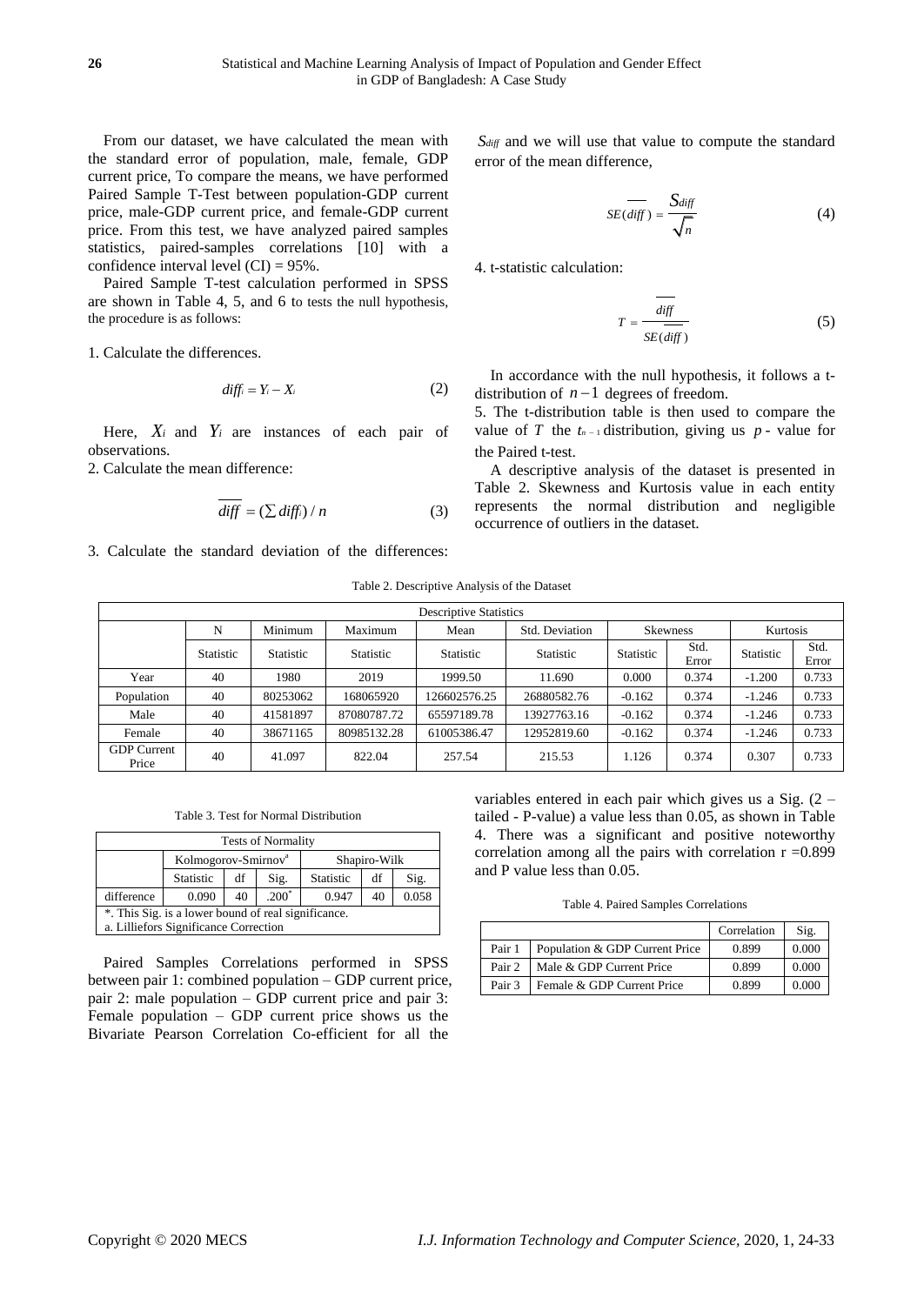From our dataset, we have calculated the mean with the standard error of population, male, female, GDP current price, To compare the means, we have performed Paired Sample T-Test between population-GDP current price, male-GDP current price, and female-GDP current price. From this test, we have analyzed paired samples statistics, paired-samples correlations [10] with a confidence interval level (CI) = 95%.

Paired Sample T-test calculation performed in SPSS are shown in Table 4, 5, and 6 to tests the null hypothesis, the procedure is as follows:

1. Calculate the differences.

$$diff_i = Y_i - X_i \tag{2}$$

Here, $X_i$ and $Y_i$ are instances of each pair of observations.

2. Calculate the mean difference:

$$\overline{diff} = (\sum diff_i) / n \tag{3}$$

3. Calculate the standard deviation of the differences: $S_{diff}$ and we will use that value to compute the standard error of the mean difference,

$$SE(\overline{diff}) = \frac{S_{diff}}{\sqrt{n}} \tag{4}$$

4. t-statistic calculation:

$$T = \frac{\overline{diff}}{SE(\overline{diff})} \tag{5}$$

In accordance with the null hypothesis, it follows a t-distribution of $n-1$ degrees of freedom.

5. The t-distribution table is then used to compare the value of $T$ the $t_{n-1}$ distribution, giving us $p$ - value for the Paired t-test.

A descriptive analysis of the dataset is presented in Table 2. Skewness and Kurtosis value in each entity represents the normal distribution and negligible occurrence of outliers in the dataset.

Table 2. Descriptive Analysis of the Dataset

| Descriptive Statistics | | | | | | | | | |
|---|---|---|---|---|---|---|---|---|---|
| | N | Minimum | Maximum | Mean | Std. Deviation | Skewness | | Kurtosis | |
| | Statistic | Statistic | Statistic | Statistic | Statistic | Statistic | Std. Error | Statistic | Std. Error |
| Year | 40 | 1980 | 2019 | 1999.50 | 11.690 | 0.000 | 0.374 | -1.200 | 0.733 |
| Population | 40 | 80253062 | 168065920 | 126602576.25 | 26880582.76 | -0.162 | 0.374 | -1.246 | 0.733 |
| Male | 40 | 41581897 | 87080787.72 | 65597189.78 | 13927763.16 | -0.162 | 0.374 | -1.246 | 0.733 |
| Female | 40 | 38671165 | 80985132.28 | 61005386.47 | 12952819.60 | -0.162 | 0.374 | -1.246 | 0.733 |
| GDP Current Price | 40 | 41.097 | 822.04 | 257.54 | 215.53 | 1.126 | 0.374 | 0.307 | 0.733 |

Table 3. Test for Normal Distribution

| Tests of Normality | | | | | | |
|---|---|---|---|---|---|---|
| | Kolmogorov-Smirnov[a] | | | Shapiro-Wilk | | |
| | Statistic | df | Sig. | Statistic | df | Sig. |
| difference | 0.090 | 40 | .200* | 0.947 | 40 | 0.058 |

*. This Sig. is a lower bound of real significance.
a. Lilliefors Significance Correction

Paired Samples Correlations performed in SPSS between pair 1: combined population – GDP current price, pair 2: male population – GDP current price and pair 3: Female population – GDP current price shows us the Bivariate Pearson Correlation Co-efficient for all the variables entered in each pair which gives us a Sig. (2 – tailed - P-value) a value less than 0.05, as shown in Table 4. There was a significant and positive noteworthy correlation among all the pairs with correlation r =0.899 and P value less than 0.05.

Table 4. Paired Samples Correlations

| | | Correlation | Sig. |
|---|---|---|---|
| Pair 1 | Population & GDP Current Price | 0.899 | 0.000 |
| Pair 2 | Male & GDP Current Price | 0.899 | 0.000 |
| Pair 3 | Female & GDP Current Price | 0.899 | 0.000 |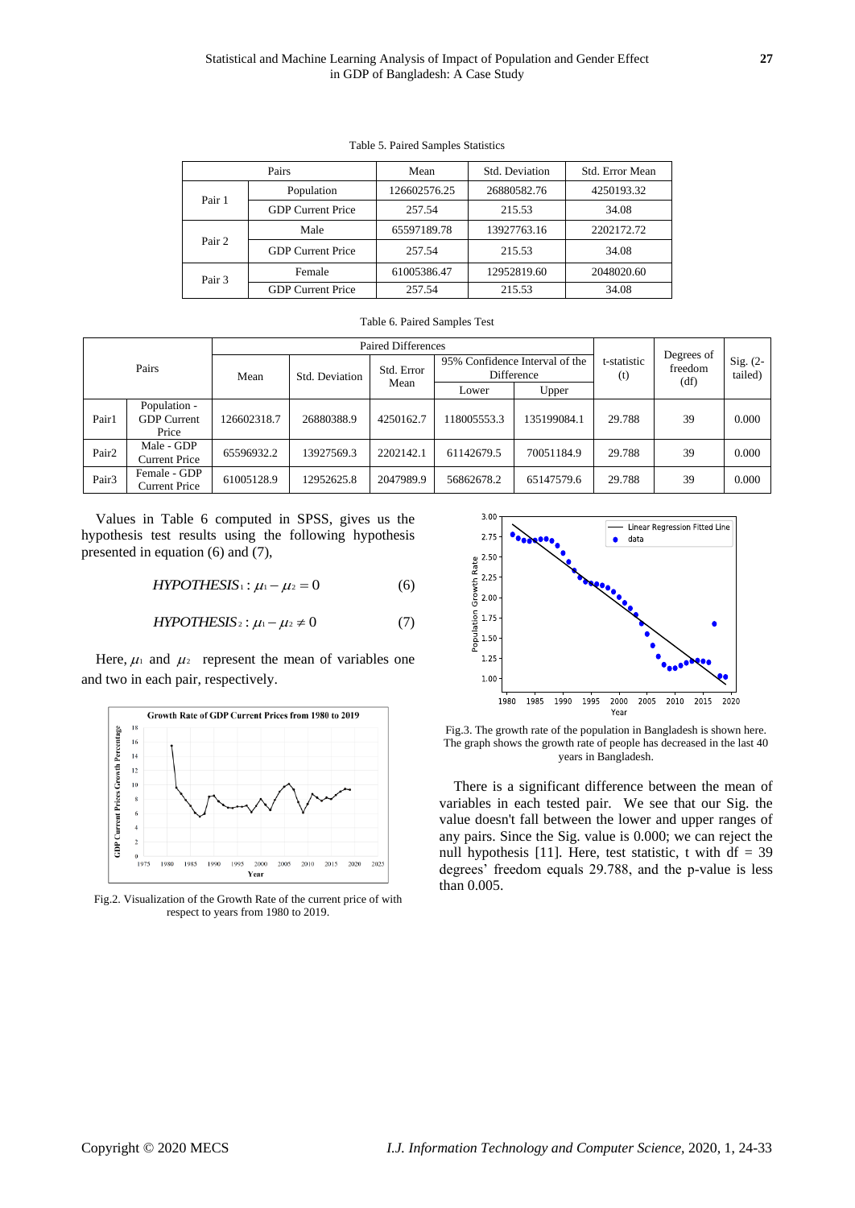Table 5. Paired Samples Statistics

| Pairs | | Mean | Std. Deviation | Std. Error Mean |
|---|---|---|---|---|
| Pair 1 | Population | 126602576.25 | 26880582.76 | 4250193.32 |
| | GDP Current Price | 257.54 | 215.53 | 34.08 |
| Pair 2 | Male | 65597189.78 | 13927763.16 | 2202172.72 |
| | GDP Current Price | 257.54 | 215.53 | 34.08 |
| Pair 3 | Female | 61005386.47 | 12952819.60 | 2048020.60 |
| | GDP Current Price | 257.54 | 215.53 | 34.08 |

Table 6. Paired Samples Test

| Pairs | | Paired Differences | | | | | t-statistic (t) | Degrees of freedom (df) | Sig. (2-tailed) |
|---|---|---|---|---|---|---|---|---|---|
| | | Mean | Std. Deviation | Std. Error Mean | 95% Confidence Interval of the Difference | | | | |
| | | | | | Lower | Upper | | | |
| Pair1 | Population - GDP Current Price | 126602318.7 | 26880388.9 | 4250162.7 | 118005553.3 | 135199084.1 | 29.788 | 39 | 0.000 |
| Pair2 | Male - GDP Current Price | 65596932.2 | 13927569.3 | 2202142.1 | 61142679.5 | 70051184.9 | 29.788 | 39 | 0.000 |
| Pair3 | Female - GDP Current Price | 61005128.9 | 12952625.8 | 2047989.9 | 56862678.2 | 65147579.6 | 29.788 | 39 | 0.000 |

Values in Table 6 computed in SPSS, gives us the hypothesis test results using the following hypothesis presented in equation (6) and (7),

$$HYPOTHESIS_1 : \mu_1 - \mu_2 = 0 \tag{6}$$

$$HYPOTHESIS_2 : \mu_1 - \mu_2 \neq 0 \tag{7}$$

Here, $\mu_1$ and $\mu_2$ represent the mean of variables one and two in each pair, respectively.

Fig.2. Visualization of the Growth Rate of the current price of with respect to years from 1980 to 2019.

Fig.3. The growth rate of the population in Bangladesh is shown here. The graph shows the growth rate of people has decreased in the last 40 years in Bangladesh.

There is a significant difference between the mean of variables in each tested pair. We see that our Sig. the value doesn't fall between the lower and upper ranges of any pairs. Since the Sig. value is 0.000; we can reject the null hypothesis [11]. Here, test statistic, t with df = 39 degrees' freedom equals 29.788, and the p-value is less than 0.005.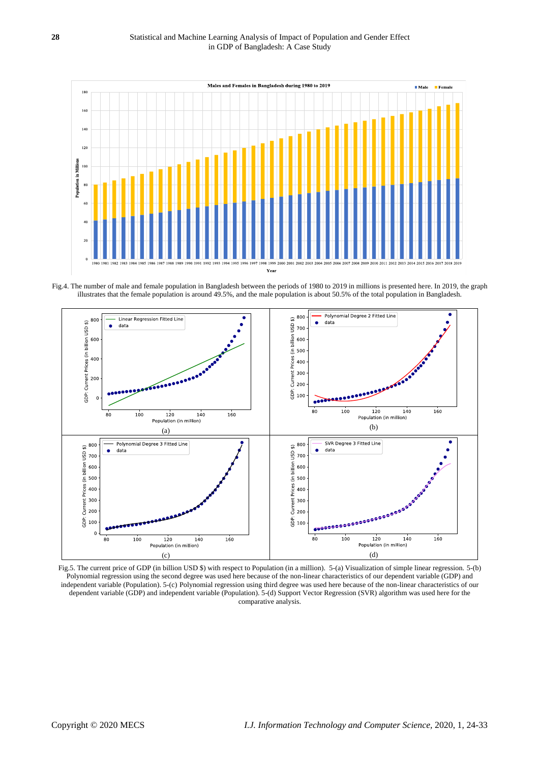Fig.4. The number of male and female population in Bangladesh between the periods of 1980 to 2019 in millions is presented here. In 2019, the graph illustrates that the female population is around 49.5%, and the male population is about 50.5% of the total population in Bangladesh.

Fig.5. The current price of GDP (in billion USD $) with respect to Population (in a million). 5-(a) Visualization of simple linear regression. 5-(b) Polynomial regression using the second degree was used here because of the non-linear characteristics of our dependent variable (GDP) and independent variable (Population). 5-(c) Polynomial regression using third degree was used here because of the non-linear characteristics of our dependent variable (GDP) and independent variable (Population). 5-(d) Support Vector Regression (SVR) algorithm was used here for the comparative analysis.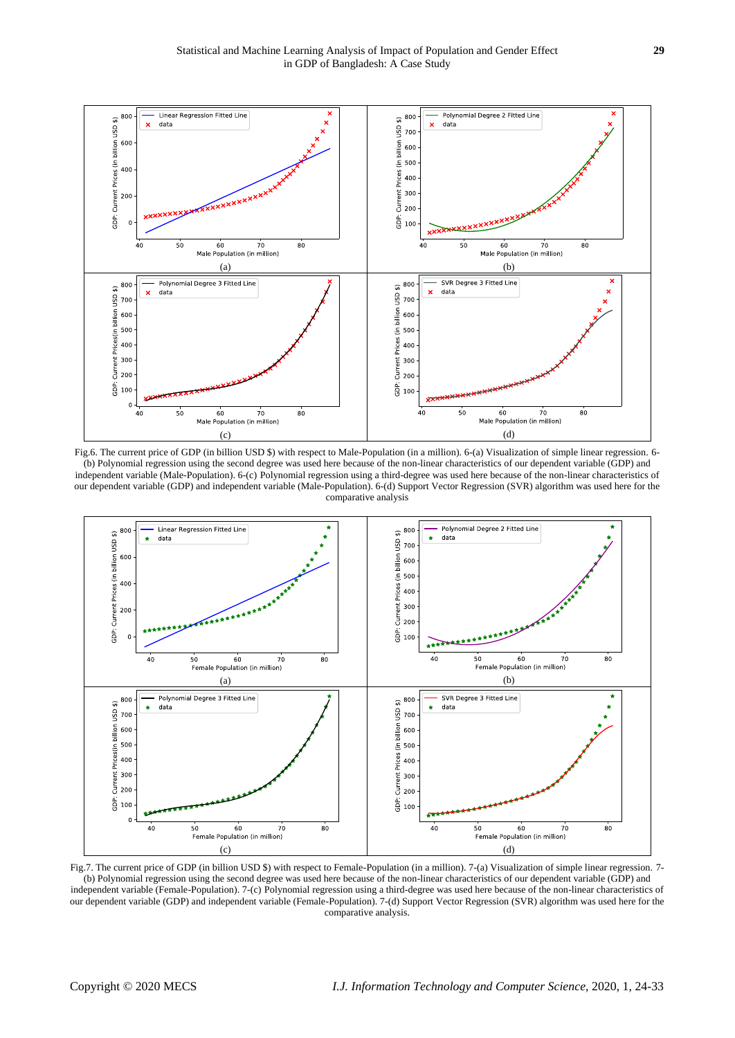Fig.6. The current price of GDP (in billion USD $) with respect to Male-Population (in a million). 6-(a) Visualization of simple linear regression. 6-(b) Polynomial regression using the second degree was used here because of the non-linear characteristics of our dependent variable (GDP) and independent variable (Male-Population). 6-(c) Polynomial regression using a third-degree was used here because of the non-linear characteristics of our dependent variable (GDP) and independent variable (Male-Population). 6-(d) Support Vector Regression (SVR) algorithm was used here for the comparative analysis

Fig.7. The current price of GDP (in billion USD $) with respect to Female-Population (in a million). 7-(a) Visualization of simple linear regression. 7-(b) Polynomial regression using the second degree was used here because of the non-linear characteristics of our dependent variable (GDP) and independent variable (Female-Population). 7-(c) Polynomial regression using a third-degree was used here because of the non-linear characteristics of our dependent variable (GDP) and independent variable (Female-Population). 7-(d) Support Vector Regression (SVR) algorithm was used here for the comparative analysis.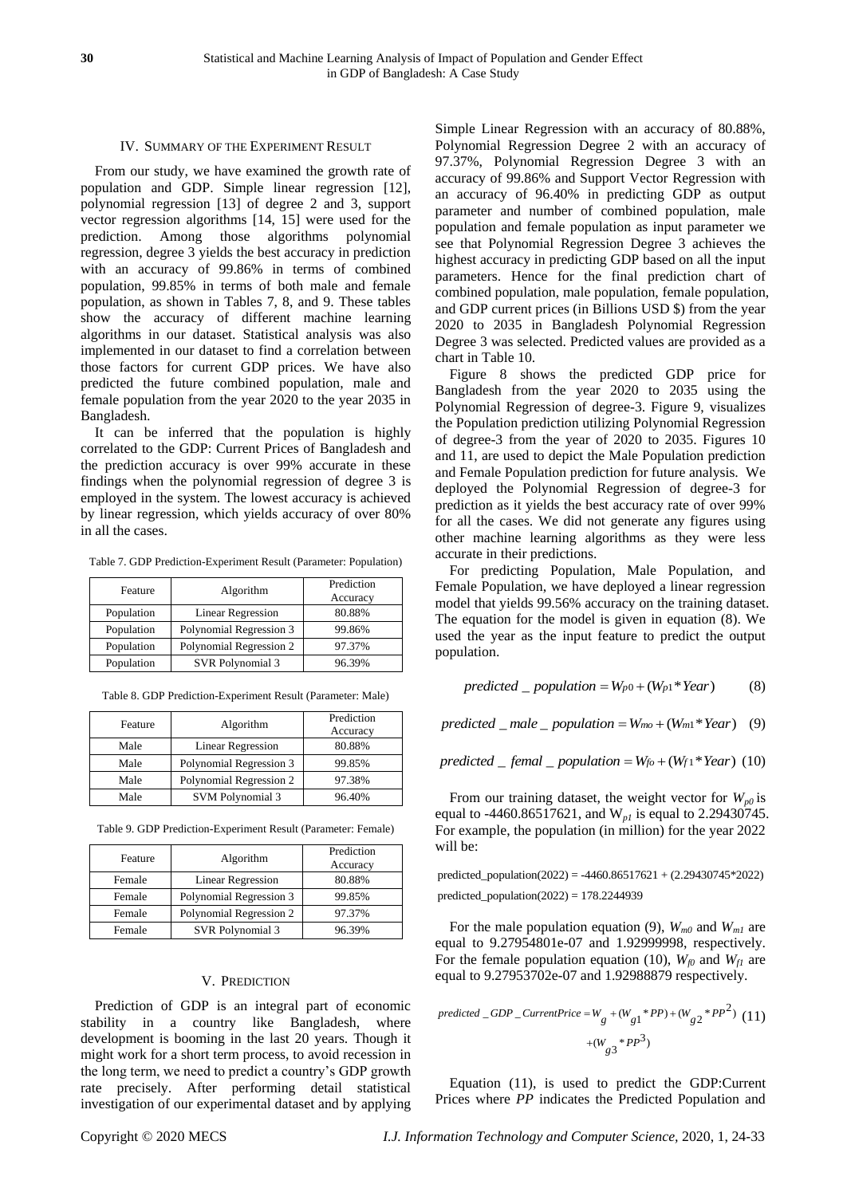## IV. Summary of the Experiment Result

From our study, we have examined the growth rate of population and GDP. Simple linear regression [12], polynomial regression [13] of degree 2 and 3, support vector regression algorithms [14, 15] were used for the prediction. Among those algorithms polynomial regression, degree 3 yields the best accuracy in prediction with an accuracy of 99.86% in terms of combined population, 99.85% in terms of both male and female population, as shown in Tables 7, 8, and 9. These tables show the accuracy of different machine learning algorithms in our dataset. Statistical analysis was also implemented in our dataset to find a correlation between those factors for current GDP prices. We have also predicted the future combined population, male and female population from the year 2020 to the year 2035 in Bangladesh.

It can be inferred that the population is highly correlated to the GDP: Current Prices of Bangladesh and the prediction accuracy is over 99% accurate in these findings when the polynomial regression of degree 3 is employed in the system. The lowest accuracy is achieved by linear regression, which yields accuracy of over 80% in all the cases.

Table 7. GDP Prediction-Experiment Result (Parameter: Population)

| Feature | Algorithm | Prediction Accuracy |
|---|---|---|
| Population | Linear Regression | 80.88% |
| Population | Polynomial Regression 3 | 99.86% |
| Population | Polynomial Regression 2 | 97.37% |
| Population | SVR Polynomial 3 | 96.39% |

Table 8. GDP Prediction-Experiment Result (Parameter: Male)

| Feature | Algorithm | Prediction Accuracy |
|---|---|---|
| Male | Linear Regression | 80.88% |
| Male | Polynomial Regression 3 | 99.85% |
| Male | Polynomial Regression 2 | 97.38% |
| Male | SVM Polynomial 3 | 96.40% |

Table 9. GDP Prediction-Experiment Result (Parameter: Female)

| Feature | Algorithm | Prediction Accuracy |
|---|---|---|
| Female | Linear Regression | 80.88% |
| Female | Polynomial Regression 3 | 99.85% |
| Female | Polynomial Regression 2 | 97.37% |
| Female | SVR Polynomial 3 | 96.39% |

## V. Prediction

Prediction of GDP is an integral part of economic stability in a country like Bangladesh, where development is booming in the last 20 years. Though it might work for a short term process, to avoid recession in the long term, we need to predict a country's GDP growth rate precisely. After performing detail statistical investigation of our experimental dataset and by applying Simple Linear Regression with an accuracy of 80.88%, Polynomial Regression Degree 2 with an accuracy of 97.37%, Polynomial Regression Degree 3 with an accuracy of 99.86% and Support Vector Regression with an accuracy of 96.40% in predicting GDP as output parameter and number of combined population, male population and female population as input parameter we see that Polynomial Regression Degree 3 achieves the highest accuracy in predicting GDP based on all the input parameters. Hence for the final prediction chart of combined population, male population, female population, and GDP current prices (in Billions USD $) from the year 2020 to 2035 in Bangladesh Polynomial Regression Degree 3 was selected. Predicted values are provided as a chart in Table 10.

Figure 8 shows the predicted GDP price for Bangladesh from the year 2020 to 2035 using the Polynomial Regression of degree-3. Figure 9, visualizes the Population prediction utilizing Polynomial Regression of degree-3 from the year of 2020 to 2035. Figures 10 and 11, are used to depict the Male Population prediction and Female Population prediction for future analysis. We deployed the Polynomial Regression of degree-3 for prediction as it yields the best accuracy rate of over 99% for all the cases. We did not generate any figures using other machine learning algorithms as they were less accurate in their predictions.

For predicting Population, Male Population, and Female Population, we have deployed a linear regression model that yields 99.56% accuracy on the training dataset. The equation for the model is given in equation (8). We used the year as the input feature to predict the output population.

$$predicted\_population = W_{P0} + (W_{P1} * Year) \quad (8)$$

$$predicted\_male\_population = W_{mo} + (W_{m1} * Year) \quad (9)$$

$$predicted\_femal\_population = W_{fo} + (W_{f1} * Year) \quad (10)$$

From our training dataset, the weight vector for $W_{p0}$ is equal to -4460.86517621, and $W_{p1}$ is equal to 2.29430745. For example, the population (in million) for the year 2022 will be:

predicted_population(2022) = -4460.86517621 + (2.29430745*2022)

predicted_population(2022) = 178.2244939

For the male population equation (9), $W_{m0}$ and $W_{m1}$ are equal to 9.27954801e-07 and 1.92999998, respectively. For the female population equation (10), $W_{f0}$ and $W_{f1}$ are equal to 9.27953702e-07 and 1.92988879 respectively.

$$predicted\_GDP\_CurrentPrice = W_g + (W_{g1} * PP) + (W_{g2} * PP^2) + (W_{g3} * PP^3) \quad (11)$$

Equation (11), is used to predict the GDP:Current Prices where *PP* indicates the Predicted Population and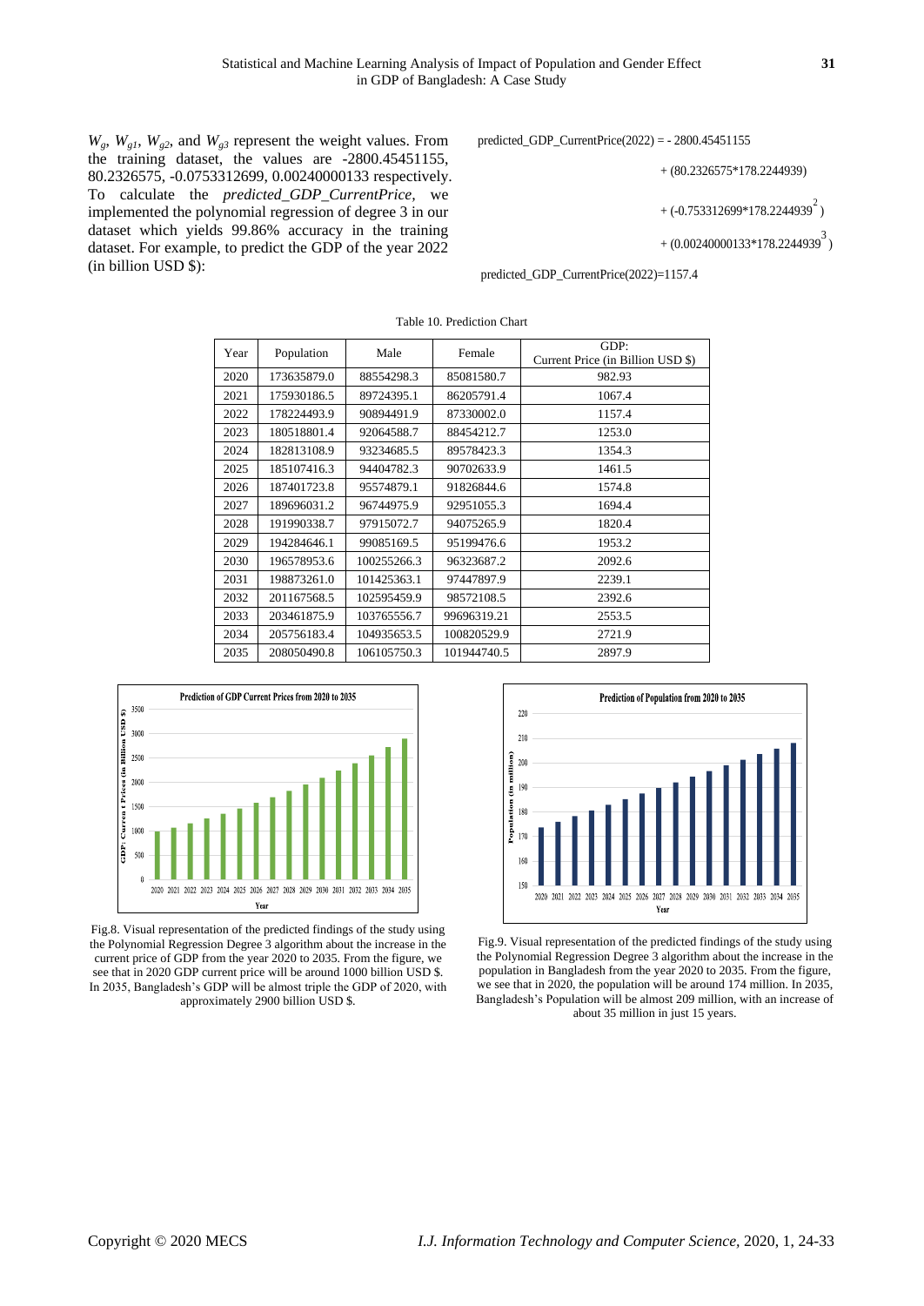$W_g$, $W_{g1}$, $W_{g2}$, and $W_{g3}$ represent the weight values. From the training dataset, the values are -2800.45451155, 80.2326575, -0.0753312699, 0.00240000133 respectively. To calculate the *predicted_GDP_CurrentPrice*, we implemented the polynomial regression of degree 3 in our dataset which yields 99.86% accuracy in the training dataset. For example, to predict the GDP of the year 2022 (in billion USD $):

$$\begin{aligned} \text{predicted\_GDP\_CurrentPrice}(2022) &= -2800.45451155 \\ &+ (80.2326575*178.2244939) \\ &+ (-0.753312699*178.2244939^2) \\ &+ (0.00240000133*178.2244939^3) \end{aligned}$$

$$\text{predicted\_GDP\_CurrentPrice}(2022) = 1157.4$$

Table 10. Prediction Chart

| Year | Population | Male | Female | GDP: Current Price (in Billion USD $) |
|---|---|---|---|---|
| 2020 | 173635879.0 | 88554298.3 | 85081580.7 | 982.93 |
| 2021 | 175930186.5 | 89724395.1 | 86205791.4 | 1067.4 |
| 2022 | 178224493.9 | 90894491.9 | 87330002.0 | 1157.4 |
| 2023 | 180518801.4 | 92064588.7 | 88454212.7 | 1253.0 |
| 2024 | 182813108.9 | 93234685.5 | 89578423.3 | 1354.3 |
| 2025 | 185107416.3 | 94404782.3 | 90702633.9 | 1461.5 |
| 2026 | 187401723.8 | 95574879.1 | 91826844.6 | 1574.8 |
| 2027 | 189696031.2 | 96744975.9 | 92951055.3 | 1694.4 |
| 2028 | 191990338.7 | 97915072.7 | 94075265.9 | 1820.4 |
| 2029 | 194284646.1 | 99085169.5 | 95199476.6 | 1953.2 |
| 2030 | 196578953.6 | 100255266.3 | 96323687.2 | 2092.6 |
| 2031 | 198873261.0 | 101425363.1 | 97447897.9 | 2239.1 |
| 2032 | 201167568.5 | 102595459.9 | 98572108.5 | 2392.6 |
| 2033 | 203461875.9 | 103765556.7 | 99696319.21 | 2553.5 |
| 2034 | 205756183.4 | 104935653.5 | 100820529.9 | 2721.9 |
| 2035 | 208050490.8 | 106105750.3 | 101944740.5 | 2897.9 |

Fig.8. Visual representation of the predicted findings of the study using the Polynomial Regression Degree 3 algorithm about the increase in the current price of GDP from the year 2020 to 2035. From the figure, we see that in 2020 GDP current price will be around 1000 billion USD $. In 2035, Bangladesh's GDP will be almost triple the GDP of 2020, with approximately 2900 billion USD $.

Fig.9. Visual representation of the predicted findings of the study using the Polynomial Regression Degree 3 algorithm about the increase in the population in Bangladesh from the year 2020 to 2035. From the figure, we see that in 2020, the population will be around 174 million. In 2035, Bangladesh's Population will be almost 209 million, with an increase of about 35 million in just 15 years.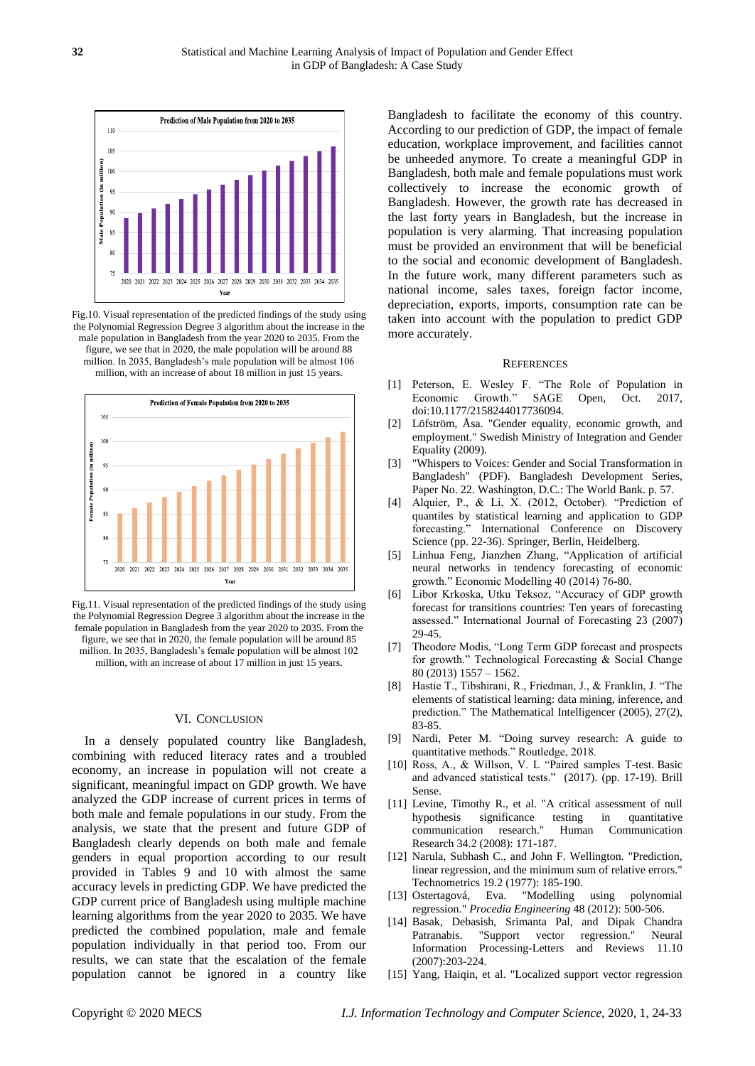Fig.10. Visual representation of the predicted findings of the study using the Polynomial Regression Degree 3 algorithm about the increase in the male population in Bangladesh from the year 2020 to 2035. From the figure, we see that in 2020, the male population will be around 88 million. In 2035, Bangladesh's male population will be almost 106 million, with an increase of about 18 million in just 15 years.

Fig.11. Visual representation of the predicted findings of the study using the Polynomial Regression Degree 3 algorithm about the increase in the female population in Bangladesh from the year 2020 to 2035. From the figure, we see that in 2020, the female population will be around 85 million. In 2035, Bangladesh's female population will be almost 102 million, with an increase of about 17 million in just 15 years.

## VI. Conclusion

In a densely populated country like Bangladesh, combining with reduced literacy rates and a troubled economy, an increase in population will not create a significant, meaningful impact on GDP growth. We have analyzed the GDP increase of current prices in terms of both male and female populations in our study. From the analysis, we state that the present and future GDP of Bangladesh clearly depends on both male and female genders in equal proportion according to our result provided in Tables 9 and 10 with almost the same accuracy levels in predicting GDP. We have predicted the GDP current price of Bangladesh using multiple machine learning algorithms from the year 2020 to 2035. We have predicted the combined population, male and female population individually in that period too. From our results, we can state that the escalation of the female population cannot be ignored in a country like Bangladesh to facilitate the economy of this country. According to our prediction of GDP, the impact of female education, workplace improvement, and facilities cannot be unheeded anymore. To create a meaningful GDP in Bangladesh, both male and female populations must work collectively to increase the economic growth of Bangladesh. However, the growth rate has decreased in the last forty years in Bangladesh, but the increase in population is very alarming. That increasing population must be provided an environment that will be beneficial to the social and economic development of Bangladesh. In the future work, many different parameters such as national income, sales taxes, foreign factor income, depreciation, exports, imports, consumption rate can be taken into account with the population to predict GDP more accurately.

## References

[1] Peterson, E. Wesley F. "The Role of Population in Economic Growth." SAGE Open, Oct. 2017, doi:10.1177/2158244017736094.

[2] Löfström, Åsa. "Gender equality, economic growth, and employment." Swedish Ministry of Integration and Gender Equality (2009).

[3] "Whispers to Voices: Gender and Social Transformation in Bangladesh" (PDF). Bangladesh Development Series, Paper No. 22. Washington, D.C.: The World Bank. p. 57.

[4] Alquier, P., & Li, X. (2012, October). "Prediction of quantiles by statistical learning and application to GDP forecasting." International Conference on Discovery Science (pp. 22-36). Springer, Berlin, Heidelberg.

[5] Linhua Feng, Jianzhen Zhang, "Application of artificial neural networks in tendency forecasting of economic growth." Economic Modelling 40 (2014) 76-80.

[6] Libor Krkoska, Utku Teksoz, "Accuracy of GDP growth forecast for transitions countries: Ten years of forecasting assessed." International Journal of Forecasting 23 (2007) 29-45.

[7] Theodore Modis, "Long Term GDP forecast and prospects for growth." Technological Forecasting & Social Change 80 (2013) 1557 – 1562.

[8] Hastie T., Tibshirani, R., Friedman, J., & Franklin, J. "The elements of statistical learning: data mining, inference, and prediction." The Mathematical Intelligencer (2005), 27(2), 83-85.

[9] Nardi, Peter M. "Doing survey research: A guide to quantitative methods." Routledge, 2018.

[10] Ross, A., & Willson, V. L "Paired samples T-test. Basic and advanced statistical tests." (2017). (pp. 17-19). Brill Sense.

[11] Levine, Timothy R., et al. "A critical assessment of null hypothesis significance testing in quantitative communication research." Human Communication Research 34.2 (2008): 171-187.

[12] Narula, Subhash C., and John F. Wellington. "Prediction, linear regression, and the minimum sum of relative errors." Technometrics 19.2 (1977): 185-190.

[13] Ostertagová, Eva. "Modelling using polynomial regression." *Procedia Engineering* 48 (2012): 500-506.

[14] Basak, Debasish, Srimanta Pal, and Dipak Chandra Patranabis. "Support vector regression." Neural Information Processing-Letters and Reviews 11.10 (2007):203-224.

[15] Yang, Haiqin, et al. "Localized support vector regression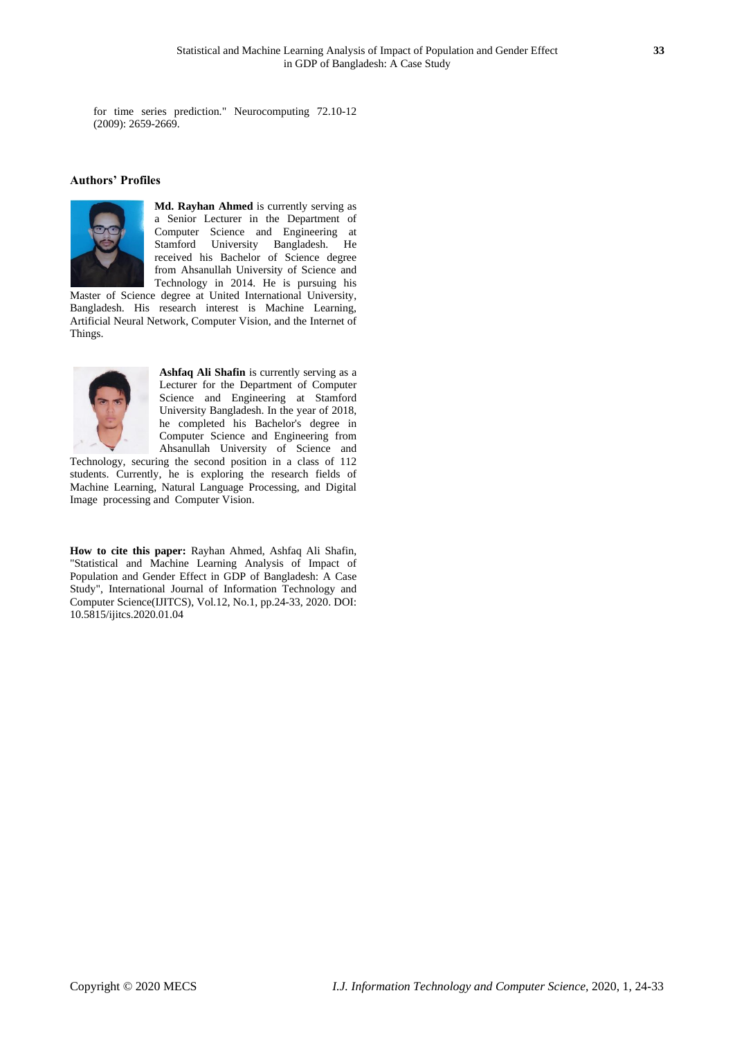for time series prediction." Neurocomputing 72.10-12 (2009): 2659-2669.

## Authors' Profiles

**Md. Rayhan Ahmed** is currently serving as a Senior Lecturer in the Department of Computer Science and Engineering at Stamford University Bangladesh. He received his Bachelor of Science degree from Ahsanullah University of Science and Technology in 2014. He is pursuing his Master of Science degree at United International University, Bangladesh. His research interest is Machine Learning, Artificial Neural Network, Computer Vision, and the Internet of Things.

**Ashfaq Ali Shafin** is currently serving as a Lecturer for the Department of Computer Science and Engineering at Stamford University Bangladesh. In the year of 2018, he completed his Bachelor's degree in Computer Science and Engineering from Ahsanullah University of Science and Technology, securing the second position in a class of 112 students. Currently, he is exploring the research fields of Machine Learning, Natural Language Processing, and Digital Image processing and Computer Vision.

**How to cite this paper:** Rayhan Ahmed, Ashfaq Ali Shafin, "Statistical and Machine Learning Analysis of Impact of Population and Gender Effect in GDP of Bangladesh: A Case Study", International Journal of Information Technology and Computer Science(IJITCS), Vol.12, No.1, pp.24-33, 2020. DOI: 10.5815/ijitcs.2020.01.04